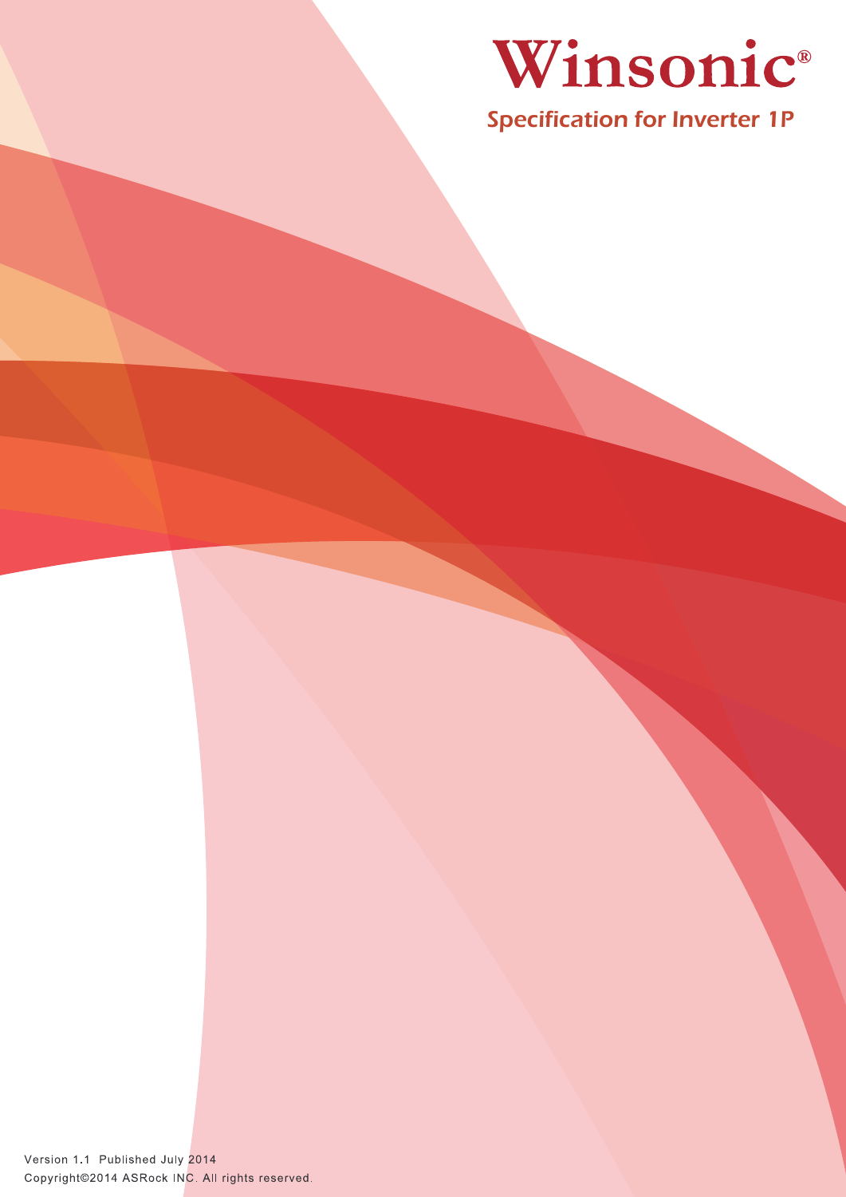# Winsonic®

## Specification for Inverter 1P

Version 1.1 Published July 2014

Copyright©2014 ASRock INC. All rights reserved.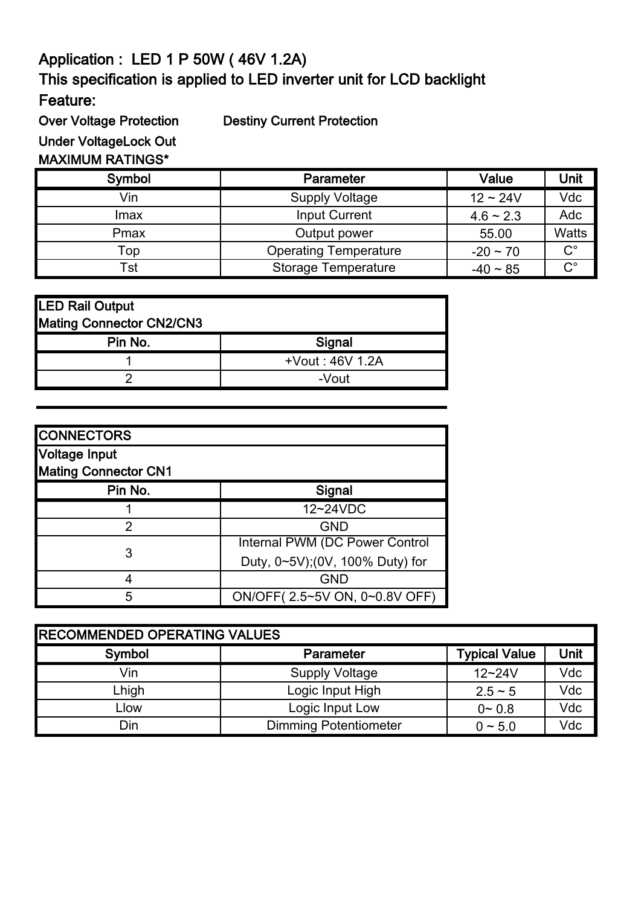## Application : LED 1 P 50W ( 46V 1.2A)

## This specification is applied to LED inverter unit for LCD backlight

## Feature:

**Over Voltage Protection** **Destiny Current Protection**

**Under VoltageLock Out**

**MAXIMUM RATINGS***

| Symbol | Parameter | Value | Unit |
|---|---|---|---|
| Vin | Supply Voltage | 12 ~ 24V | Vdc |
| Imax | Input Current | 4.6 ~ 2.3 | Adc |
| Pmax | Output power | 55.00 | Watts |
| Top | Operating Temperature | -20 ~ 70 | C° |
| Tst | Storage Temperature | -40 ~ 85 | C° |

| LED Rail Output<br>Mating Connector CN2/CN3 | |
|---|---|
| **Pin No.** | **Signal** |
| 1 | +Vout : 46V 1.2A |
| 2 | -Vout |

| CONNECTORS | |
|---|---|
| **Voltage Input<br>Mating Connector CN1** | |
| **Pin No.** | **Signal** |
| 1 | 12~24VDC |
| 2 | GND |
| 3 | Internal PWM (DC Power Control Duty, 0~5V);(0V, 100% Duty) for |
| 4 | GND |
| 5 | ON/OFF( 2.5~5V ON, 0~0.8V OFF) |

| RECOMMENDED OPERATING VALUES | | | |
|---|---|---|---|
| **Symbol** | **Parameter** | **Typical Value** | **Unit** |
| Vin | Supply Voltage | 12~24V | Vdc |
| Lhigh | Logic Input High | 2.5 ~ 5 | Vdc |
| Llow | Logic Input Low | 0~ 0.8 | Vdc |
| Din | Dimming Potentiometer | 0 ~ 5.0 | Vdc |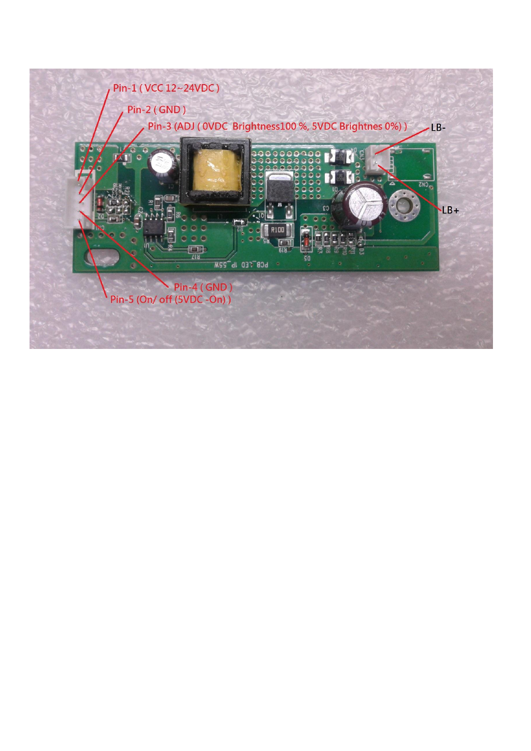Pin-1 ( VCC 12~24VDC )

Pin-2 ( GND )

Pin-3 (ADJ ( 0VDC Brightness100 %, 5VDC Brightnes 0%) )

LB-

LB+

Pin-4 ( GND )

Pin-5 (On/ off (5VDC -On) )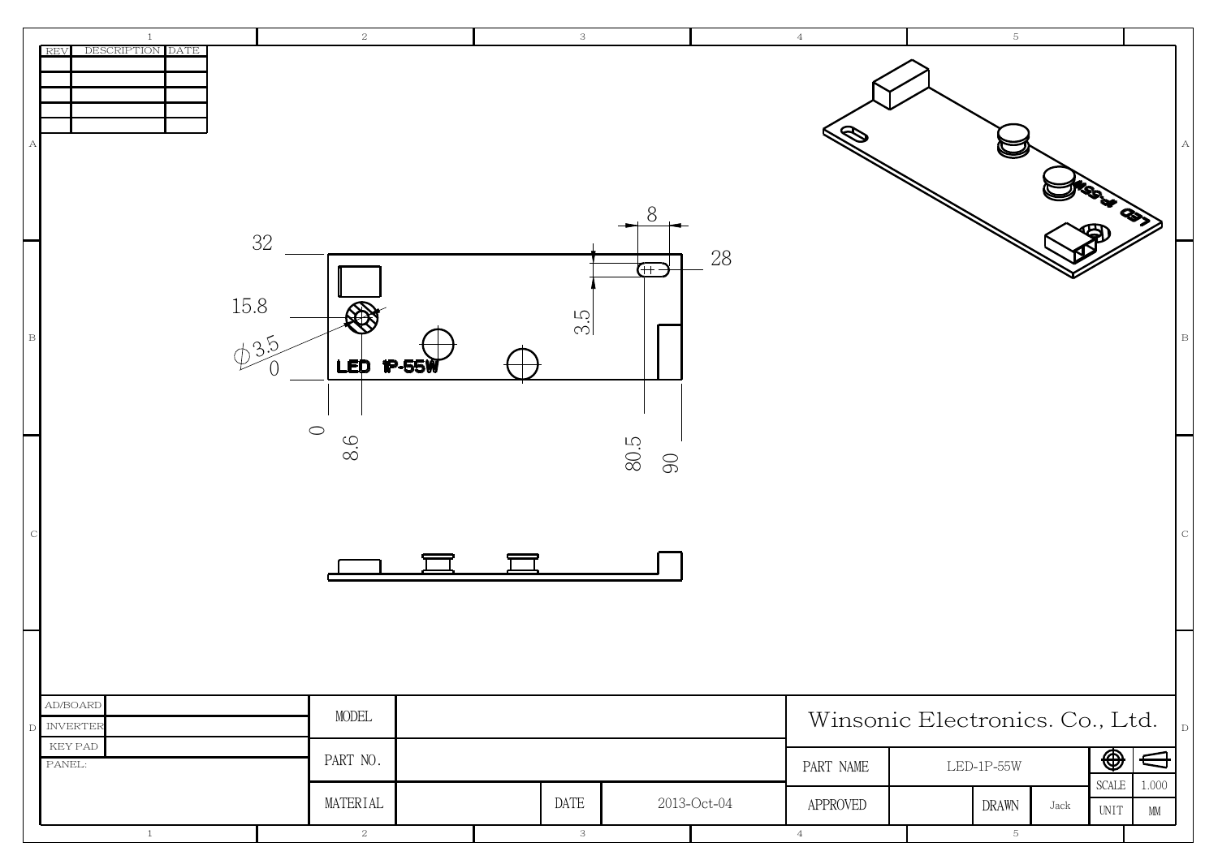| REV | DESCRIPTION | DATE |
| --- | --- | --- |
| | | |
| | | |
| | | |
| | | |
| | | |

32

15.8

$\phi$3.5

0

LED 1P-55W

8

28

3.5

0

8.6

80.5

90

| | |
| --- | --- |
| AD/BOARD | |
| INVERTER | |
| KEY PAD | |
| PANEL: | |

| | | | | | | | | |
| --- | --- | --- | --- | --- | --- | --- | --- | --- |
| MODEL | | | | Winsonic Electronics. Co., Ltd. | | | | |
| PART NO. | | | | PART NAME | LED-1P-55W | | | |
| | | | | | | | SCALE | 1.000 |
| MATERIAL | | DATE | 2013-Oct-04 | APPROVED | | DRAWN | Jack | UNIT | MM |